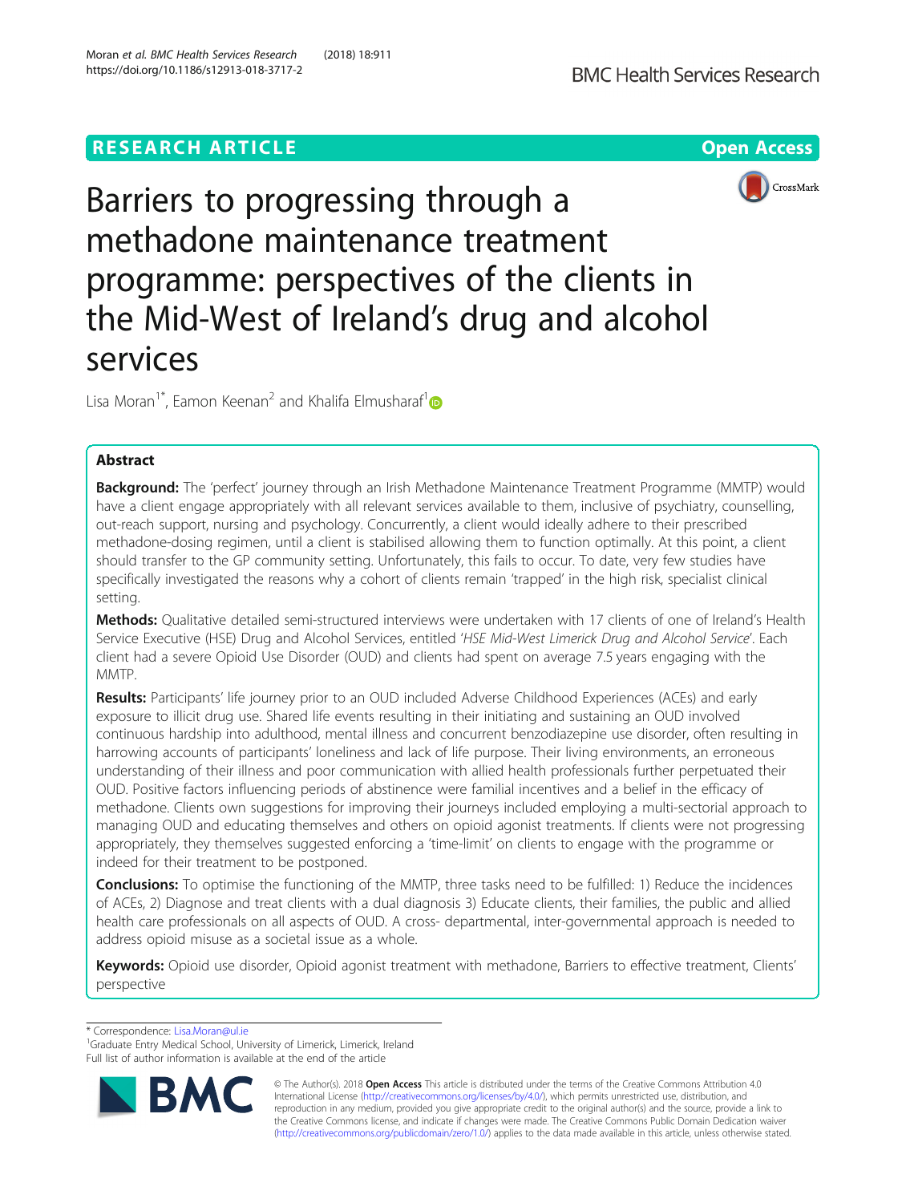# Barriers to progressing through a methadone maintenance treatment programme: perspectives of the clients in the Mid-West of Ireland's drug and alcohol services

Lisa Moran[1*], Eamon Keenan[2] and Khalifa Elmusharaf[1]

## Abstract

**Background:** The 'perfect' journey through an Irish Methadone Maintenance Treatment Programme (MMTP) would have a client engage appropriately with all relevant services available to them, inclusive of psychiatry, counselling, out-reach support, nursing and psychology. Concurrently, a client would ideally adhere to their prescribed methadone-dosing regimen, until a client is stabilised allowing them to function optimally. At this point, a client should transfer to the GP community setting. Unfortunately, this fails to occur. To date, very few studies have specifically investigated the reasons why a cohort of clients remain 'trapped' in the high risk, specialist clinical setting.

**Methods:** Qualitative detailed semi-structured interviews were undertaken with 17 clients of one of Ireland's Health Service Executive (HSE) Drug and Alcohol Services, entitled '*HSE Mid-West Limerick Drug and Alcohol Service*'. Each client had a severe Opioid Use Disorder (OUD) and clients had spent on average 7.5 years engaging with the MMTP.

**Results:** Participants' life journey prior to an OUD included Adverse Childhood Experiences (ACEs) and early exposure to illicit drug use. Shared life events resulting in their initiating and sustaining an OUD involved continuous hardship into adulthood, mental illness and concurrent benzodiazepine use disorder, often resulting in harrowing accounts of participants' loneliness and lack of life purpose. Their living environments, an erroneous understanding of their illness and poor communication with allied health professionals further perpetuated their OUD. Positive factors influencing periods of abstinence were familial incentives and a belief in the efficacy of methadone. Clients own suggestions for improving their journeys included employing a multi-sectorial approach to managing OUD and educating themselves and others on opioid agonist treatments. If clients were not progressing appropriately, they themselves suggested enforcing a 'time-limit' on clients to engage with the programme or indeed for their treatment to be postponed.

**Conclusions:** To optimise the functioning of the MMTP, three tasks need to be fulfilled: 1) Reduce the incidences of ACEs, 2) Diagnose and treat clients with a dual diagnosis 3) Educate clients, their families, the public and allied health care professionals on all aspects of OUD. A cross- departmental, inter-governmental approach is needed to address opioid misuse as a societal issue as a whole.

**Keywords:** Opioid use disorder, Opioid agonist treatment with methadone, Barriers to effective treatment, Clients' perspective

\* Correspondence: Lisa.Moran@ul.ie
[1]Graduate Entry Medical School, University of Limerick, Limerick, Ireland
Full list of author information is available at the end of the article

© The Author(s). 2018 **Open Access** This article is distributed under the terms of the Creative Commons Attribution 4.0 International License (http://creativecommons.org/licenses/by/4.0/), which permits unrestricted use, distribution, and reproduction in any medium, provided you give appropriate credit to the original author(s) and the source, provide a link to the Creative Commons license, and indicate if changes were made. The Creative Commons Public Domain Dedication waiver (http://creativecommons.org/publicdomain/zero/1.0/) applies to the data made available in this article, unless otherwise stated.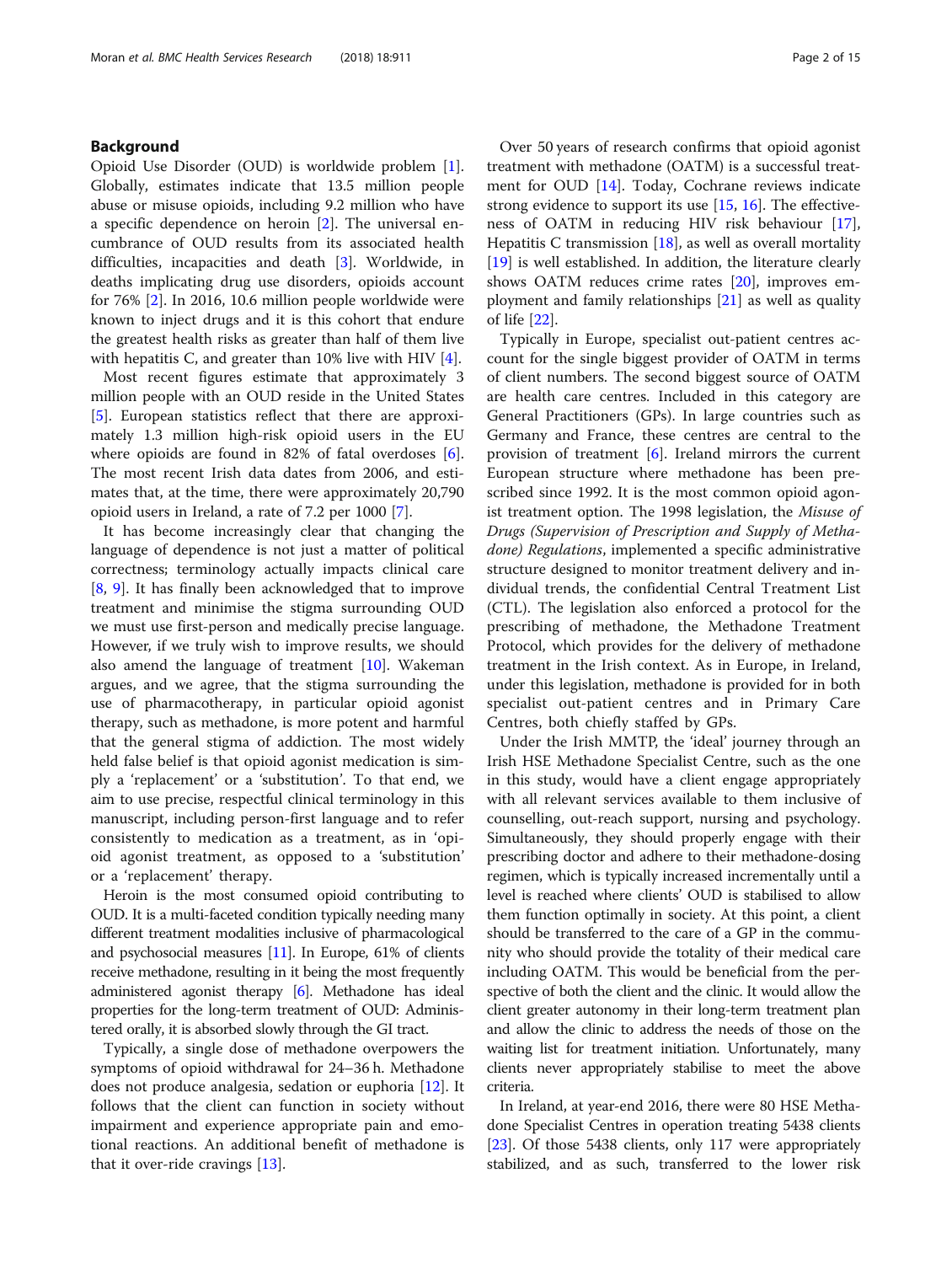## Background

Opioid Use Disorder (OUD) is worldwide problem [1]. Globally, estimates indicate that 13.5 million people abuse or misuse opioids, including 9.2 million who have a specific dependence on heroin [2]. The universal encumbrance of OUD results from its associated health difficulties, incapacities and death [3]. Worldwide, in deaths implicating drug use disorders, opioids account for 76% [2]. In 2016, 10.6 million people worldwide were known to inject drugs and it is this cohort that endure the greatest health risks as greater than half of them live with hepatitis C, and greater than 10% live with HIV [4].

Most recent figures estimate that approximately 3 million people with an OUD reside in the United States [5]. European statistics reflect that there are approximately 1.3 million high-risk opioid users in the EU where opioids are found in 82% of fatal overdoses [6]. The most recent Irish data dates from 2006, and estimates that, at the time, there were approximately 20,790 opioid users in Ireland, a rate of 7.2 per 1000 [7].

It has become increasingly clear that changing the language of dependence is not just a matter of political correctness; terminology actually impacts clinical care [8, 9]. It has finally been acknowledged that to improve treatment and minimise the stigma surrounding OUD we must use first-person and medically precise language. However, if we truly wish to improve results, we should also amend the language of treatment [10]. Wakeman argues, and we agree, that the stigma surrounding the use of pharmacotherapy, in particular opioid agonist therapy, such as methadone, is more potent and harmful that the general stigma of addiction. The most widely held false belief is that opioid agonist medication is simply a 'replacement' or a 'substitution'. To that end, we aim to use precise, respectful clinical terminology in this manuscript, including person-first language and to refer consistently to medication as a treatment, as in 'opioid agonist treatment, as opposed to a 'substitution' or a 'replacement' therapy.

Heroin is the most consumed opioid contributing to OUD. It is a multi-faceted condition typically needing many different treatment modalities inclusive of pharmacological and psychosocial measures [11]. In Europe, 61% of clients receive methadone, resulting in it being the most frequently administered agonist therapy [6]. Methadone has ideal properties for the long-term treatment of OUD: Administered orally, it is absorbed slowly through the GI tract.

Typically, a single dose of methadone overpowers the symptoms of opioid withdrawal for 24–36 h. Methadone does not produce analgesia, sedation or euphoria [12]. It follows that the client can function in society without impairment and experience appropriate pain and emotional reactions. An additional benefit of methadone is that it over-ride cravings [13].

Over 50 years of research confirms that opioid agonist treatment with methadone (OATM) is a successful treatment for OUD [14]. Today, Cochrane reviews indicate strong evidence to support its use [15, 16]. The effectiveness of OATM in reducing HIV risk behaviour [17], Hepatitis C transmission [18], as well as overall mortality [19] is well established. In addition, the literature clearly shows OATM reduces crime rates [20], improves employment and family relationships [21] as well as quality of life [22].

Typically in Europe, specialist out-patient centres account for the single biggest provider of OATM in terms of client numbers. The second biggest source of OATM are health care centres. Included in this category are General Practitioners (GPs). In large countries such as Germany and France, these centres are central to the provision of treatment [6]. Ireland mirrors the current European structure where methadone has been prescribed since 1992. It is the most common opioid agonist treatment option. The 1998 legislation, the *Misuse of Drugs (Supervision of Prescription and Supply of Methadone) Regulations*, implemented a specific administrative structure designed to monitor treatment delivery and individual trends, the confidential Central Treatment List (CTL). The legislation also enforced a protocol for the prescribing of methadone, the Methadone Treatment Protocol, which provides for the delivery of methadone treatment in the Irish context. As in Europe, in Ireland, under this legislation, methadone is provided for in both specialist out-patient centres and in Primary Care Centres, both chiefly staffed by GPs.

Under the Irish MMTP, the 'ideal' journey through an Irish HSE Methadone Specialist Centre, such as the one in this study, would have a client engage appropriately with all relevant services available to them inclusive of counselling, out-reach support, nursing and psychology. Simultaneously, they should properly engage with their prescribing doctor and adhere to their methadone-dosing regimen, which is typically increased incrementally until a level is reached where clients' OUD is stabilised to allow them function optimally in society. At this point, a client should be transferred to the care of a GP in the community who should provide the totality of their medical care including OATM. This would be beneficial from the perspective of both the client and the clinic. It would allow the client greater autonomy in their long-term treatment plan and allow the clinic to address the needs of those on the waiting list for treatment initiation. Unfortunately, many clients never appropriately stabilise to meet the above criteria.

In Ireland, at year-end 2016, there were 80 HSE Methadone Specialist Centres in operation treating 5438 clients [23]. Of those 5438 clients, only 117 were appropriately stabilized, and as such, transferred to the lower risk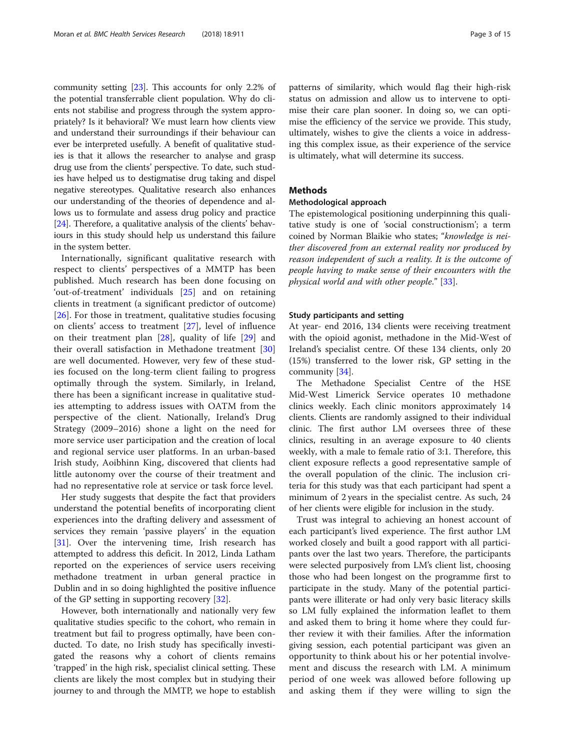community setting [23]. This accounts for only 2.2% of the potential transferrable client population. Why do clients not stabilise and progress through the system appropriately? Is it behavioral? We must learn how clients view and understand their surroundings if their behaviour can ever be interpreted usefully. A benefit of qualitative studies is that it allows the researcher to analyse and grasp drug use from the clients' perspective. To date, such studies have helped us to destigmatise drug taking and dispel negative stereotypes. Qualitative research also enhances our understanding of the theories of dependence and allows us to formulate and assess drug policy and practice [24]. Therefore, a qualitative analysis of the clients' behaviours in this study should help us understand this failure in the system better.

Internationally, significant qualitative research with respect to clients' perspectives of a MMTP has been published. Much research has been done focusing on 'out-of-treatment' individuals [25] and on retaining clients in treatment (a significant predictor of outcome) [26]. For those in treatment, qualitative studies focusing on clients' access to treatment [27], level of influence on their treatment plan [28], quality of life [29] and their overall satisfaction in Methadone treatment [30] are well documented. However, very few of these studies focused on the long-term client failing to progress optimally through the system. Similarly, in Ireland, there has been a significant increase in qualitative studies attempting to address issues with OATM from the perspective of the client. Nationally, Ireland's Drug Strategy (2009–2016) shone a light on the need for more service user participation and the creation of local and regional service user platforms. In an urban-based Irish study, Aoibhinn King, discovered that clients had little autonomy over the course of their treatment and had no representative role at service or task force level.

Her study suggests that despite the fact that providers understand the potential benefits of incorporating client experiences into the drafting delivery and assessment of services they remain 'passive players' in the equation [31]. Over the intervening time, Irish research has attempted to address this deficit. In 2012, Linda Latham reported on the experiences of service users receiving methadone treatment in urban general practice in Dublin and in so doing highlighted the positive influence of the GP setting in supporting recovery [32].

However, both internationally and nationally very few qualitative studies specific to the cohort, who remain in treatment but fail to progress optimally, have been conducted. To date, no Irish study has specifically investigated the reasons why a cohort of clients remains 'trapped' in the high risk, specialist clinical setting. These clients are likely the most complex but in studying their journey to and through the MMTP, we hope to establish patterns of similarity, which would flag their high-risk status on admission and allow us to intervene to optimise their care plan sooner. In doing so, we can optimise the efficiency of the service we provide. This study, ultimately, wishes to give the clients a voice in addressing this complex issue, as their experience of the service is ultimately, what will determine its success.

## Methods

### Methodological approach

The epistemological positioning underpinning this qualitative study is one of 'social constructionism'; a term coined by Norman Blaikie who states; "*knowledge is neither discovered from an external reality nor produced by reason independent of such a reality. It is the outcome of people having to make sense of their encounters with the physical world and with other people.*" [33].

### Study participants and setting

At year- end 2016, 134 clients were receiving treatment with the opioid agonist, methadone in the Mid-West of Ireland's specialist centre. Of these 134 clients, only 20 (15%) transferred to the lower risk, GP setting in the community [34].

The Methadone Specialist Centre of the HSE Mid-West Limerick Service operates 10 methadone clinics weekly. Each clinic monitors approximately 14 clients. Clients are randomly assigned to their individual clinic. The first author LM oversees three of these clinics, resulting in an average exposure to 40 clients weekly, with a male to female ratio of 3:1. Therefore, this client exposure reflects a good representative sample of the overall population of the clinic. The inclusion criteria for this study was that each participant had spent a minimum of 2 years in the specialist centre. As such, 24 of her clients were eligible for inclusion in the study.

Trust was integral to achieving an honest account of each participant's lived experience. The first author LM worked closely and built a good rapport with all participants over the last two years. Therefore, the participants were selected purposively from LM's client list, choosing those who had been longest on the programme first to participate in the study. Many of the potential participants were illiterate or had only very basic literacy skills so LM fully explained the information leaflet to them and asked them to bring it home where they could further review it with their families. After the information giving session, each potential participant was given an opportunity to think about his or her potential involvement and discuss the research with LM. A minimum period of one week was allowed before following up and asking them if they were willing to sign the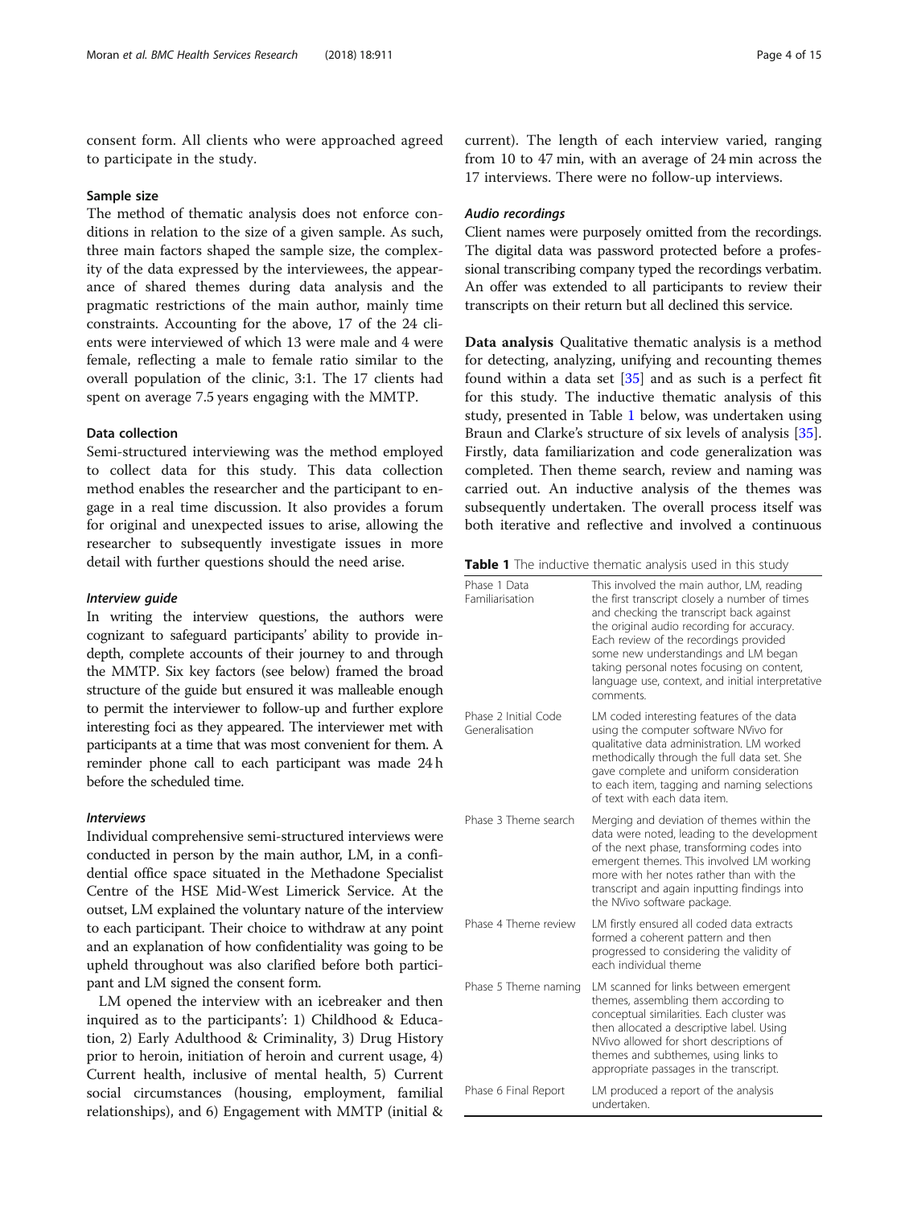consent form. All clients who were approached agreed to participate in the study.

### Sample size

The method of thematic analysis does not enforce conditions in relation to the size of a given sample. As such, three main factors shaped the sample size, the complexity of the data expressed by the interviewees, the appearance of shared themes during data analysis and the pragmatic restrictions of the main author, mainly time constraints. Accounting for the above, 17 of the 24 clients were interviewed of which 13 were male and 4 were female, reflecting a male to female ratio similar to the overall population of the clinic, 3:1. The 17 clients had spent on average 7.5 years engaging with the MMTP.

### Data collection

Semi-structured interviewing was the method employed to collect data for this study. This data collection method enables the researcher and the participant to engage in a real time discussion. It also provides a forum for original and unexpected issues to arise, allowing the researcher to subsequently investigate issues in more detail with further questions should the need arise.

#### *Interview guide*

In writing the interview questions, the authors were cognizant to safeguard participants' ability to provide in-depth, complete accounts of their journey to and through the MMTP. Six key factors (see below) framed the broad structure of the guide but ensured it was malleable enough to permit the interviewer to follow-up and further explore interesting foci as they appeared. The interviewer met with participants at a time that was most convenient for them. A reminder phone call to each participant was made 24 h before the scheduled time.

#### *Interviews*

Individual comprehensive semi-structured interviews were conducted in person by the main author, LM, in a confidential office space situated in the Methadone Specialist Centre of the HSE Mid-West Limerick Service. At the outset, LM explained the voluntary nature of the interview to each participant. Their choice to withdraw at any point and an explanation of how confidentiality was going to be upheld throughout was also clarified before both participant and LM signed the consent form.

LM opened the interview with an icebreaker and then inquired as to the participants': 1) Childhood & Education, 2) Early Adulthood & Criminality, 3) Drug History prior to heroin, initiation of heroin and current usage, 4) Current health, inclusive of mental health, 5) Current social circumstances (housing, employment, familial relationships), and 6) Engagement with MMTP (initial & current). The length of each interview varied, ranging from 10 to 47 min, with an average of 24 min across the 17 interviews. There were no follow-up interviews.

#### *Audio recordings*

Client names were purposely omitted from the recordings. The digital data was password protected before a professional transcribing company typed the recordings verbatim. An offer was extended to all participants to review their transcripts on their return but all declined this service.

**Data analysis** Qualitative thematic analysis is a method for detecting, analyzing, unifying and recounting themes found within a data set [35] and as such is a perfect fit for this study. The inductive thematic analysis of this study, presented in Table 1 below, was undertaken using Braun and Clarke's structure of six levels of analysis [35]. Firstly, data familiarization and code generalization was completed. Then theme search, review and naming was carried out. An inductive analysis of the themes was subsequently undertaken. The overall process itself was both iterative and reflective and involved a continuous

**Table 1** The inductive thematic analysis used in this study

| | |
|---|---|
| Phase 1 Data Familiarisation | This involved the main author, LM, reading the first transcript closely a number of times and checking the transcript back against the original audio recording for accuracy. Each review of the recordings provided some new understandings and LM began taking personal notes focusing on content, language use, context, and initial interpretative comments. |
| Phase 2 Initial Code Generalisation | LM coded interesting features of the data using the computer software NVivo for qualitative data administration. LM worked methodically through the full data set. She gave complete and uniform consideration to each item, tagging and naming selections of text with each data item. |
| Phase 3 Theme search | Merging and deviation of themes within the data were noted, leading to the development of the next phase, transforming codes into emergent themes. This involved LM working more with her notes rather than with the transcript and again inputting findings into the NVivo software package. |
| Phase 4 Theme review | LM firstly ensured all coded data extracts formed a coherent pattern and then progressed to considering the validity of each individual theme |
| Phase 5 Theme naming | LM scanned for links between emergent themes, assembling them according to conceptual similarities. Each cluster was then allocated a descriptive label. Using NVivo allowed for short descriptions of themes and subthemes, using links to appropriate passages in the transcript. |
| Phase 6 Final Report | LM produced a report of the analysis undertaken. |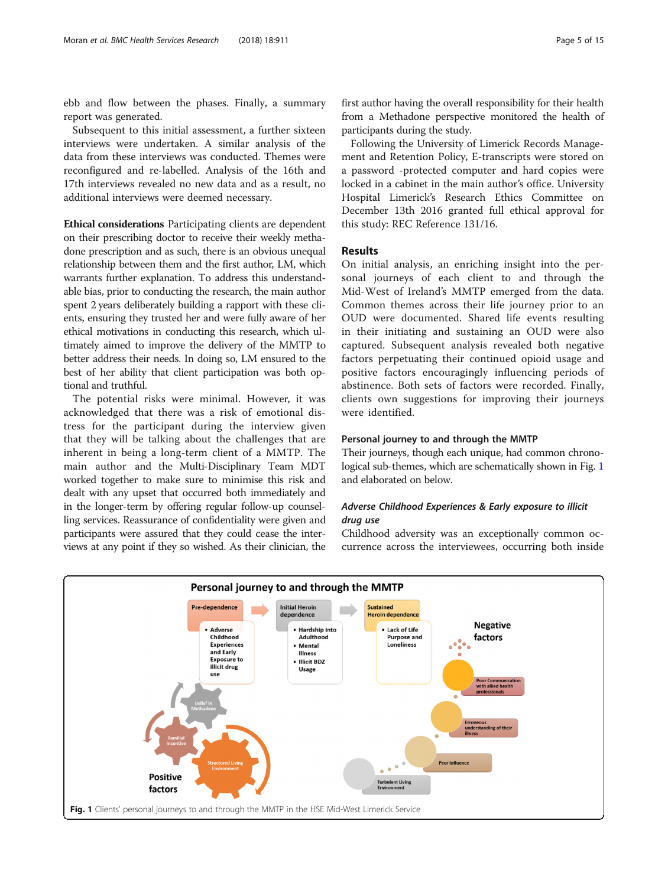ebb and flow between the phases. Finally, a summary report was generated.

Subsequent to this initial assessment, a further sixteen interviews were undertaken. A similar analysis of the data from these interviews was conducted. Themes were reconfigured and re-labelled. Analysis of the 16th and 17th interviews revealed no new data and as a result, no additional interviews were deemed necessary.

**Ethical considerations** Participating clients are dependent on their prescribing doctor to receive their weekly methadone prescription and as such, there is an obvious unequal relationship between them and the first author, LM, which warrants further explanation. To address this understandable bias, prior to conducting the research, the main author spent 2 years deliberately building a rapport with these clients, ensuring they trusted her and were fully aware of her ethical motivations in conducting this research, which ultimately aimed to improve the delivery of the MMTP to better address their needs. In doing so, LM ensured to the best of her ability that client participation was both optional and truthful.

The potential risks were minimal. However, it was acknowledged that there was a risk of emotional distress for the participant during the interview given that they will be talking about the challenges that are inherent in being a long-term client of a MMTP. The main author and the Multi-Disciplinary Team MDT worked together to make sure to minimise this risk and dealt with any upset that occurred both immediately and in the longer-term by offering regular follow-up counselling services. Reassurance of confidentiality were given and participants were assured that they could cease the interviews at any point if they so wished. As their clinician, the first author having the overall responsibility for their health from a Methadone perspective monitored the health of participants during the study.

Following the University of Limerick Records Management and Retention Policy, E-transcripts were stored on a password -protected computer and hard copies were locked in a cabinet in the main author's office. University Hospital Limerick's Research Ethics Committee on December 13th 2016 granted full ethical approval for this study: REC Reference 131/16.

## Results

On initial analysis, an enriching insight into the personal journeys of each client to and through the Mid-West of Ireland's MMTP emerged from the data. Common themes across their life journey prior to an OUD were documented. Shared life events resulting in their initiating and sustaining an OUD were also captured. Subsequent analysis revealed both negative factors perpetuating their continued opioid usage and positive factors encouragingly influencing periods of abstinence. Both sets of factors were recorded. Finally, clients own suggestions for improving their journeys were identified.

### Personal journey to and through the MMTP

Their journeys, though each unique, had common chronological sub-themes, which are schematically shown in Fig. 1 and elaborated on below.

#### *Adverse Childhood Experiences & Early exposure to illicit drug use*

Childhood adversity was an exceptionally common occurrence across the interviewees, occurring both inside

**Fig. 1** Clients' personal journeys to and through the MMTP in the HSE Mid-West Limerick Service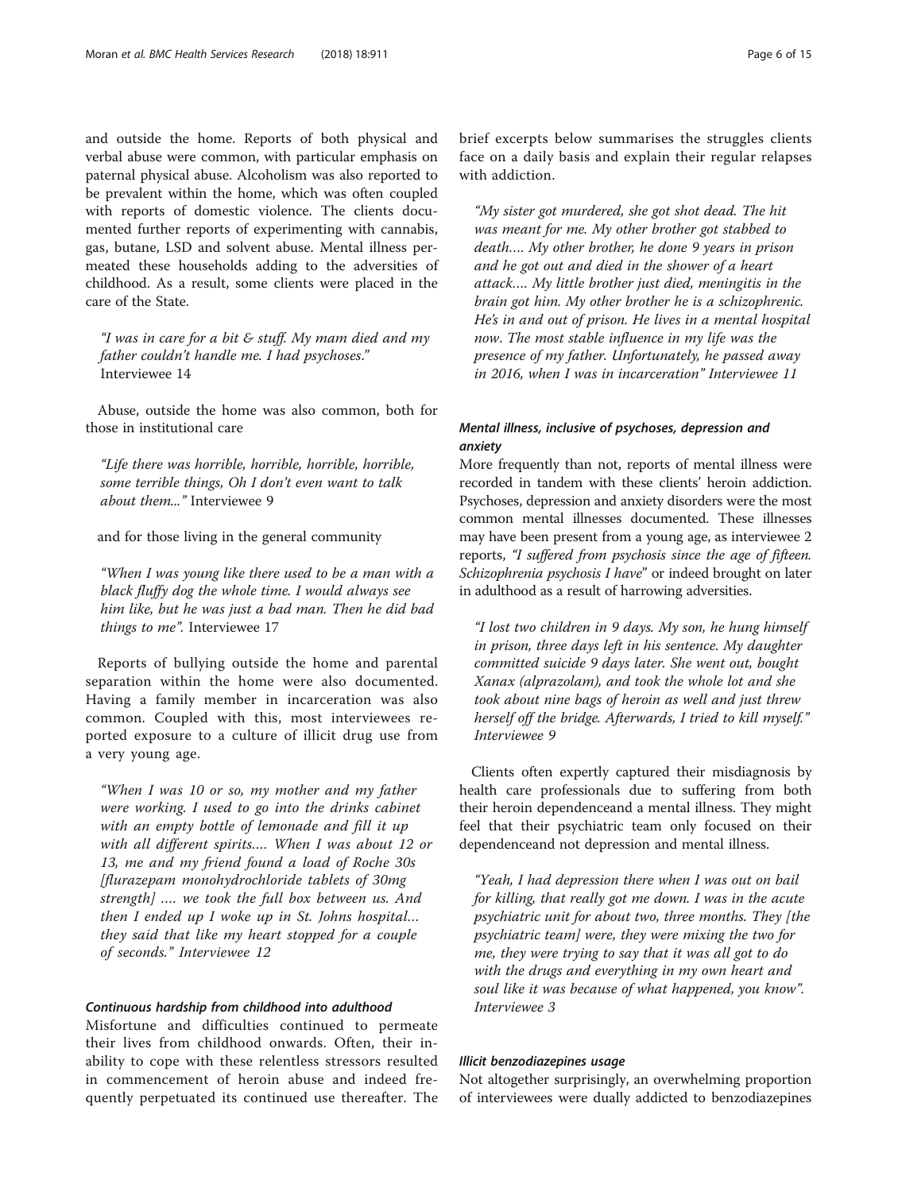and outside the home. Reports of both physical and verbal abuse were common, with particular emphasis on paternal physical abuse. Alcoholism was also reported to be prevalent within the home, which was often coupled with reports of domestic violence. The clients documented further reports of experimenting with cannabis, gas, butane, LSD and solvent abuse. Mental illness permeated these households adding to the adversities of childhood. As a result, some clients were placed in the care of the State.

> *"I was in care for a bit & stuff. My mam died and my father couldn't handle me. I had psychoses."* Interviewee 14

Abuse, outside the home was also common, both for those in institutional care

> *"Life there was horrible, horrible, horrible, horrible, some terrible things, Oh I don't even want to talk about them..."* Interviewee 9

and for those living in the general community

> *"When I was young like there used to be a man with a black fluffy dog the whole time. I would always see him like, but he was just a bad man. Then he did bad things to me".* Interviewee 17

Reports of bullying outside the home and parental separation within the home were also documented. Having a family member in incarceration was also common. Coupled with this, most interviewees reported exposure to a culture of illicit drug use from a very young age.

> *"When I was 10 or so, my mother and my father were working. I used to go into the drinks cabinet with an empty bottle of lemonade and fill it up with all different spirits.... When I was about 12 or 13, me and my friend found a load of Roche 30s [flurazepam monohydrochloride tablets of 30mg strength] .... we took the full box between us. And then I ended up I woke up in St. Johns hospital... they said that like my heart stopped for a couple of seconds." Interviewee 12*

#### Continuous hardship from childhood into adulthood

Misfortune and difficulties continued to permeate their lives from childhood onwards. Often, their inability to cope with these relentless stressors resulted in commencement of heroin abuse and indeed frequently perpetuated its continued use thereafter. The brief excerpts below summarises the struggles clients face on a daily basis and explain their regular relapses with addiction.

> *"My sister got murdered, she got shot dead. The hit was meant for me. My other brother got stabbed to death.... My other brother, he done 9 years in prison and he got out and died in the shower of a heart attack.... My little brother just died, meningitis in the brain got him. My other brother he is a schizophrenic. He's in and out of prison. He lives in a mental hospital now. The most stable influence in my life was the presence of my father. Unfortunately, he passed away in 2016, when I was in incarceration" Interviewee 11*

#### Mental illness, inclusive of psychoses, depression and anxiety

More frequently than not, reports of mental illness were recorded in tandem with these clients' heroin addiction. Psychoses, depression and anxiety disorders were the most common mental illnesses documented. These illnesses may have been present from a young age, as interviewee 2 reports, *"I suffered from psychosis since the age of fifteen. Schizophrenia psychosis I have*" or indeed brought on later in adulthood as a result of harrowing adversities.

> *"I lost two children in 9 days. My son, he hung himself in prison, three days left in his sentence. My daughter committed suicide 9 days later. She went out, bought Xanax (alprazolam), and took the whole lot and she took about nine bags of heroin as well and just threw herself off the bridge. Afterwards, I tried to kill myself." Interviewee 9*

Clients often expertly captured their misdiagnosis by health care professionals due to suffering from both their heroin dependenceand a mental illness. They might feel that their psychiatric team only focused on their dependenceand not depression and mental illness.

> *"Yeah, I had depression there when I was out on bail for killing, that really got me down. I was in the acute psychiatric unit for about two, three months. They [the psychiatric team] were, they were mixing the two for me, they were trying to say that it was all got to do with the drugs and everything in my own heart and soul like it was because of what happened, you know". Interviewee 3*

#### Illicit benzodiazepines usage

Not altogether surprisingly, an overwhelming proportion of interviewees were dually addicted to benzodiazepines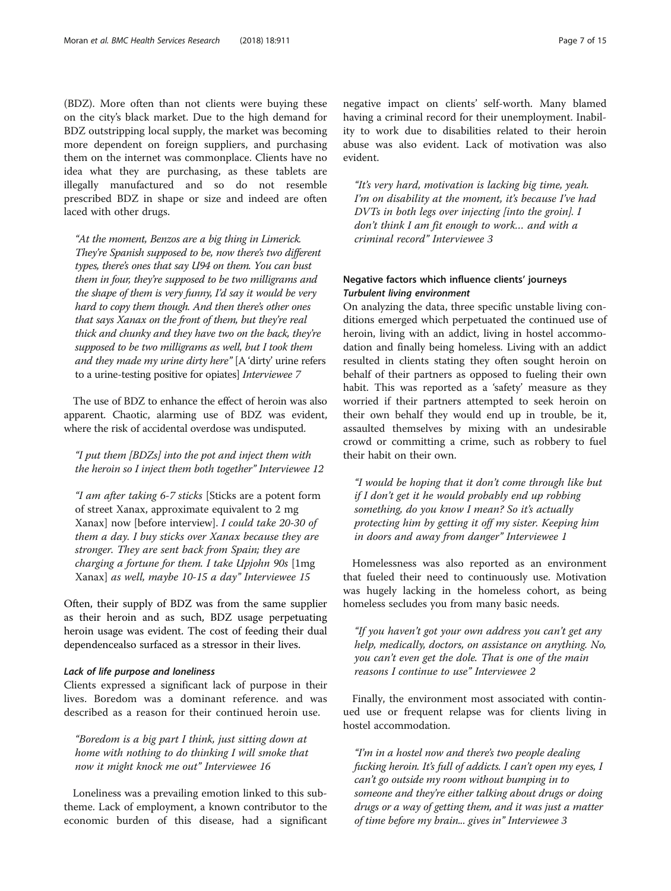(BDZ). More often than not clients were buying these on the city's black market. Due to the high demand for BDZ outstripping local supply, the market was becoming more dependent on foreign suppliers, and purchasing them on the internet was commonplace. Clients have no idea what they are purchasing, as these tablets are illegally manufactured and so do not resemble prescribed BDZ in shape or size and indeed are often laced with other drugs.

> *"At the moment, Benzos are a big thing in Limerick. They're Spanish supposed to be, now there's two different types, there's ones that say U94 on them. You can bust them in four, they're supposed to be two milligrams and the shape of them is very funny, I'd say it would be very hard to copy them though. And then there's other ones that says Xanax on the front of them, but they're real thick and chunky and they have two on the back, they're supposed to be two milligrams as well, but I took them and they made my urine dirty here"* [A 'dirty' urine refers to a urine-testing positive for opiates] *Interviewee 7*

The use of BDZ to enhance the effect of heroin was also apparent. Chaotic, alarming use of BDZ was evident, where the risk of accidental overdose was undisputed.

> *"I put them [BDZs] into the pot and inject them with the heroin so I inject them both together" Interviewee 12*

> *"I am after taking 6-7 sticks* [Sticks are a potent form of street Xanax, approximate equivalent to 2 mg Xanax] *now* [before interview]. *I could take 20-30 of them a day. I buy sticks over Xanax because they are stronger. They are sent back from Spain; they are charging a fortune for them. I take Upjohn 90s* [1mg Xanax] *as well, maybe 10-15 a day" Interviewee 15*

Often, their supply of BDZ was from the same supplier as their heroin and as such, BDZ usage perpetuating heroin usage was evident. The cost of feeding their dual dependencealso surfaced as a stressor in their lives.

#### *Lack of life purpose and loneliness*

Clients expressed a significant lack of purpose in their lives. Boredom was a dominant reference. and was described as a reason for their continued heroin use.

> *"Boredom is a big part I think, just sitting down at home with nothing to do thinking I will smoke that now it might knock me out" Interviewee 16*

Loneliness was a prevailing emotion linked to this subtheme. Lack of employment, a known contributor to the economic burden of this disease, had a significant negative impact on clients' self-worth. Many blamed having a criminal record for their unemployment. Inability to work due to disabilities related to their heroin abuse was also evident. Lack of motivation was also evident.

> *"It's very hard, motivation is lacking big time, yeah. I'm on disability at the moment, it's because I've had DVTs in both legs over injecting [into the groin]. I don't think I am fit enough to work… and with a criminal record" Interviewee 3*

### Negative factors which influence clients' journeys

#### *Turbulent living environment*

On analyzing the data, three specific unstable living conditions emerged which perpetuated the continued use of heroin, living with an addict, living in hostel accommodation and finally being homeless. Living with an addict resulted in clients stating they often sought heroin on behalf of their partners as opposed to fueling their own habit. This was reported as a 'safety' measure as they worried if their partners attempted to seek heroin on their own behalf they would end up in trouble, be it, assaulted themselves by mixing with an undesirable crowd or committing a crime, such as robbery to fuel their habit on their own.

> *"I would be hoping that it don't come through like but if I don't get it he would probably end up robbing something, do you know I mean? So it's actually protecting him by getting it off my sister. Keeping him in doors and away from danger" Interviewee 1*

Homelessness was also reported as an environment that fueled their need to continuously use. Motivation was hugely lacking in the homeless cohort, as being homeless secludes you from many basic needs.

> *"If you haven't got your own address you can't get any help, medically, doctors, on assistance on anything. No, you can't even get the dole. That is one of the main reasons I continue to use" Interviewee 2*

Finally, the environment most associated with continued use or frequent relapse was for clients living in hostel accommodation.

> *"I'm in a hostel now and there's two people dealing fucking heroin. It's full of addicts. I can't open my eyes, I can't go outside my room without bumping in to someone and they're either talking about drugs or doing drugs or a way of getting them, and it was just a matter of time before my brain... gives in" Interviewee 3*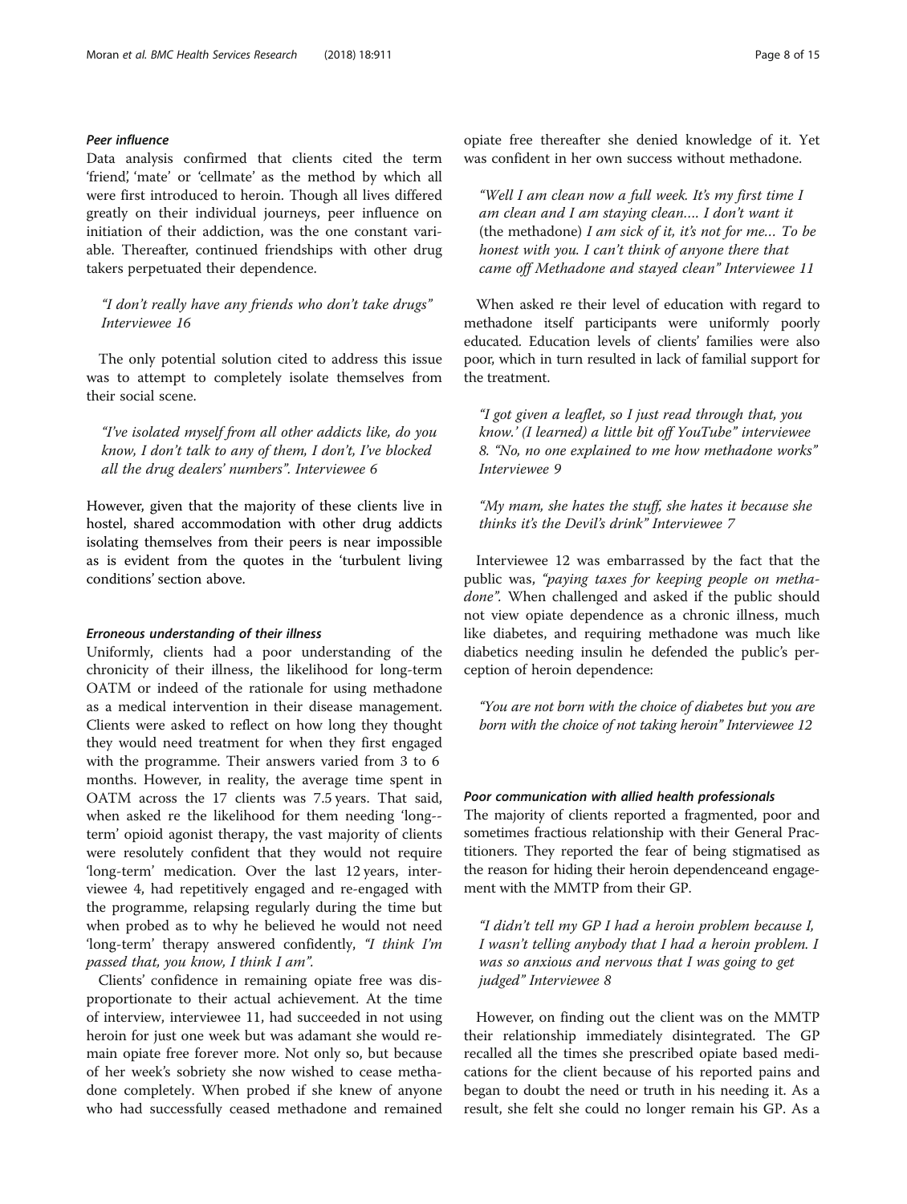#### Peer influence

Data analysis confirmed that clients cited the term 'friend', 'mate' or 'cellmate' as the method by which all were first introduced to heroin. Though all lives differed greatly on their individual journeys, peer influence on initiation of their addiction, was the one constant variable. Thereafter, continued friendships with other drug takers perpetuated their dependence.

> *"I don't really have any friends who don't take drugs" Interviewee 16*

The only potential solution cited to address this issue was to attempt to completely isolate themselves from their social scene.

> *"I've isolated myself from all other addicts like, do you know, I don't talk to any of them, I don't, I've blocked all the drug dealers' numbers". Interviewee 6*

However, given that the majority of these clients live in hostel, shared accommodation with other drug addicts isolating themselves from their peers is near impossible as is evident from the quotes in the 'turbulent living conditions' section above.

#### Erroneous understanding of their illness

Uniformly, clients had a poor understanding of the chronicity of their illness, the likelihood for long-term OATM or indeed of the rationale for using methadone as a medical intervention in their disease management. Clients were asked to reflect on how long they thought they would need treatment for when they first engaged with the programme. Their answers varied from 3 to 6 months. However, in reality, the average time spent in OATM across the 17 clients was 7.5 years. That said, when asked re the likelihood for them needing 'long-term' opioid agonist therapy, the vast majority of clients were resolutely confident that they would not require 'long-term' medication. Over the last 12 years, interviewee 4, had repetitively engaged and re-engaged with the programme, relapsing regularly during the time but when probed as to why he believed he would not need 'long-term' therapy answered confidently, *"I think I'm passed that, you know, I think I am"*.

Clients' confidence in remaining opiate free was disproportionate to their actual achievement. At the time of interview, interviewee 11, had succeeded in not using heroin for just one week but was adamant she would remain opiate free forever more. Not only so, but because of her week's sobriety she now wished to cease methadone completely. When probed if she knew of anyone who had successfully ceased methadone and remained opiate free thereafter she denied knowledge of it. Yet was confident in her own success without methadone.

> *"Well I am clean now a full week. It's my first time I am clean and I am staying clean.... I don't want it* (the methadone) *I am sick of it, it's not for me... To be honest with you. I can't think of anyone there that came off Methadone and stayed clean" Interviewee 11*

When asked re their level of education with regard to methadone itself participants were uniformly poorly educated. Education levels of clients' families were also poor, which in turn resulted in lack of familial support for the treatment.

> *"I got given a leaflet, so I just read through that, you know.' (I learned) a little bit off YouTube" interviewee 8. "No, no one explained to me how methadone works" Interviewee 9*

> *"My mam, she hates the stuff, she hates it because she thinks it's the Devil's drink" Interviewee 7*

Interviewee 12 was embarrassed by the fact that the public was, *"paying taxes for keeping people on methadone"*. When challenged and asked if the public should not view opiate dependence as a chronic illness, much like diabetes, and requiring methadone was much like diabetics needing insulin he defended the public's perception of heroin dependence:

> *"You are not born with the choice of diabetes but you are born with the choice of not taking heroin" Interviewee 12*

#### Poor communication with allied health professionals

The majority of clients reported a fragmented, poor and sometimes fractious relationship with their General Practitioners. They reported the fear of being stigmatised as the reason for hiding their heroin dependenceand engagement with the MMTP from their GP.

> *"I didn't tell my GP I had a heroin problem because I, I wasn't telling anybody that I had a heroin problem. I was so anxious and nervous that I was going to get judged" Interviewee 8*

However, on finding out the client was on the MMTP their relationship immediately disintegrated. The GP recalled all the times she prescribed opiate based medications for the client because of his reported pains and began to doubt the need or truth in his needing it. As a result, she felt she could no longer remain his GP. As a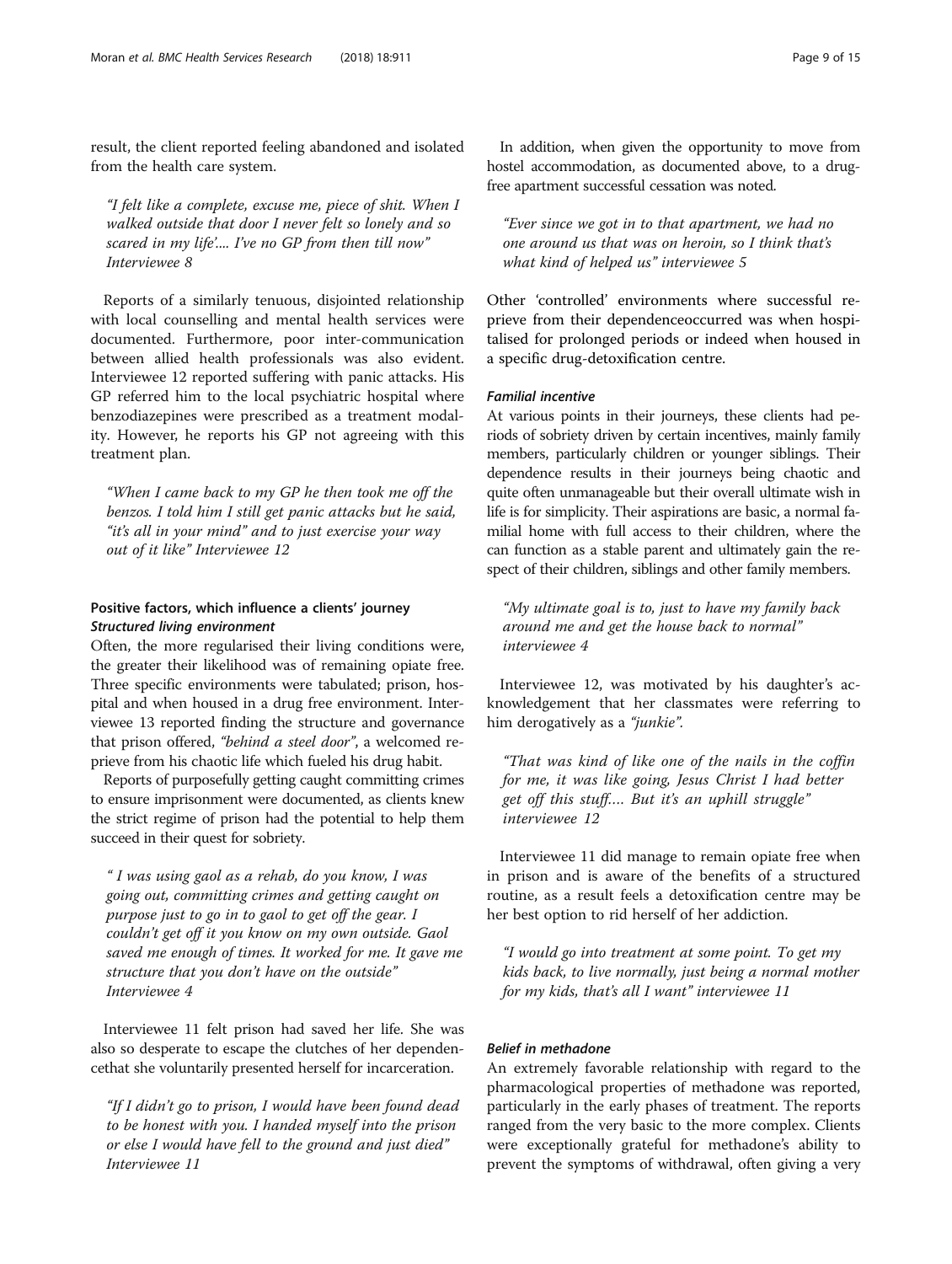result, the client reported feeling abandoned and isolated from the health care system.

> *"I felt like a complete, excuse me, piece of shit. When I walked outside that door I never felt so lonely and so scared in my life'.... I've no GP from then till now" Interviewee 8*

Reports of a similarly tenuous, disjointed relationship with local counselling and mental health services were documented. Furthermore, poor inter-communication between allied health professionals was also evident. Interviewee 12 reported suffering with panic attacks. His GP referred him to the local psychiatric hospital where benzodiazepines were prescribed as a treatment modality. However, he reports his GP not agreeing with this treatment plan.

> *"When I came back to my GP he then took me off the benzos. I told him I still get panic attacks but he said, "it's all in your mind" and to just exercise your way out of it like" Interviewee 12*

## Positive factors, which influence a clients' journey

### *Structured living environment*

Often, the more regularised their living conditions were, the greater their likelihood was of remaining opiate free. Three specific environments were tabulated; prison, hospital and when housed in a drug free environment. Interviewee 13 reported finding the structure and governance that prison offered, *"behind a steel door"*, a welcomed reprieve from his chaotic life which fueled his drug habit.

Reports of purposefully getting caught committing crimes to ensure imprisonment were documented, as clients knew the strict regime of prison had the potential to help them succeed in their quest for sobriety.

> *" I was using gaol as a rehab, do you know, I was going out, committing crimes and getting caught on purpose just to go in to gaol to get off the gear. I couldn't get off it you know on my own outside. Gaol saved me enough of times. It worked for me. It gave me structure that you don't have on the outside" Interviewee 4*

Interviewee 11 felt prison had saved her life. She was also so desperate to escape the clutches of her dependencethat she voluntarily presented herself for incarceration.

> *"If I didn't go to prison, I would have been found dead to be honest with you. I handed myself into the prison or else I would have fell to the ground and just died" Interviewee 11*

In addition, when given the opportunity to move from hostel accommodation, as documented above, to a drug-free apartment successful cessation was noted.

> *"Ever since we got in to that apartment, we had no one around us that was on heroin, so I think that's what kind of helped us" interviewee 5*

Other 'controlled' environments where successful reprieve from their dependenceoccurred was when hospitalised for prolonged periods or indeed when housed in a specific drug-detoxification centre.

### *Familial incentive*

At various points in their journeys, these clients had periods of sobriety driven by certain incentives, mainly family members, particularly children or younger siblings. Their dependence results in their journeys being chaotic and quite often unmanageable but their overall ultimate wish in life is for simplicity. Their aspirations are basic, a normal familial home with full access to their children, where the can function as a stable parent and ultimately gain the respect of their children, siblings and other family members.

> *"My ultimate goal is to, just to have my family back around me and get the house back to normal" interviewee 4*

Interviewee 12, was motivated by his daughter's acknowledgement that her classmates were referring to him derogatively as a *"junkie"*.

> *"That was kind of like one of the nails in the coffin for me, it was like going, Jesus Christ I had better get off this stuff.... But it's an uphill struggle" interviewee 12*

Interviewee 11 did manage to remain opiate free when in prison and is aware of the benefits of a structured routine, as a result feels a detoxification centre may be her best option to rid herself of her addiction.

> *"I would go into treatment at some point. To get my kids back, to live normally, just being a normal mother for my kids, that's all I want" interviewee 11*

### *Belief in methadone*

An extremely favorable relationship with regard to the pharmacological properties of methadone was reported, particularly in the early phases of treatment. The reports ranged from the very basic to the more complex. Clients were exceptionally grateful for methadone's ability to prevent the symptoms of withdrawal, often giving a very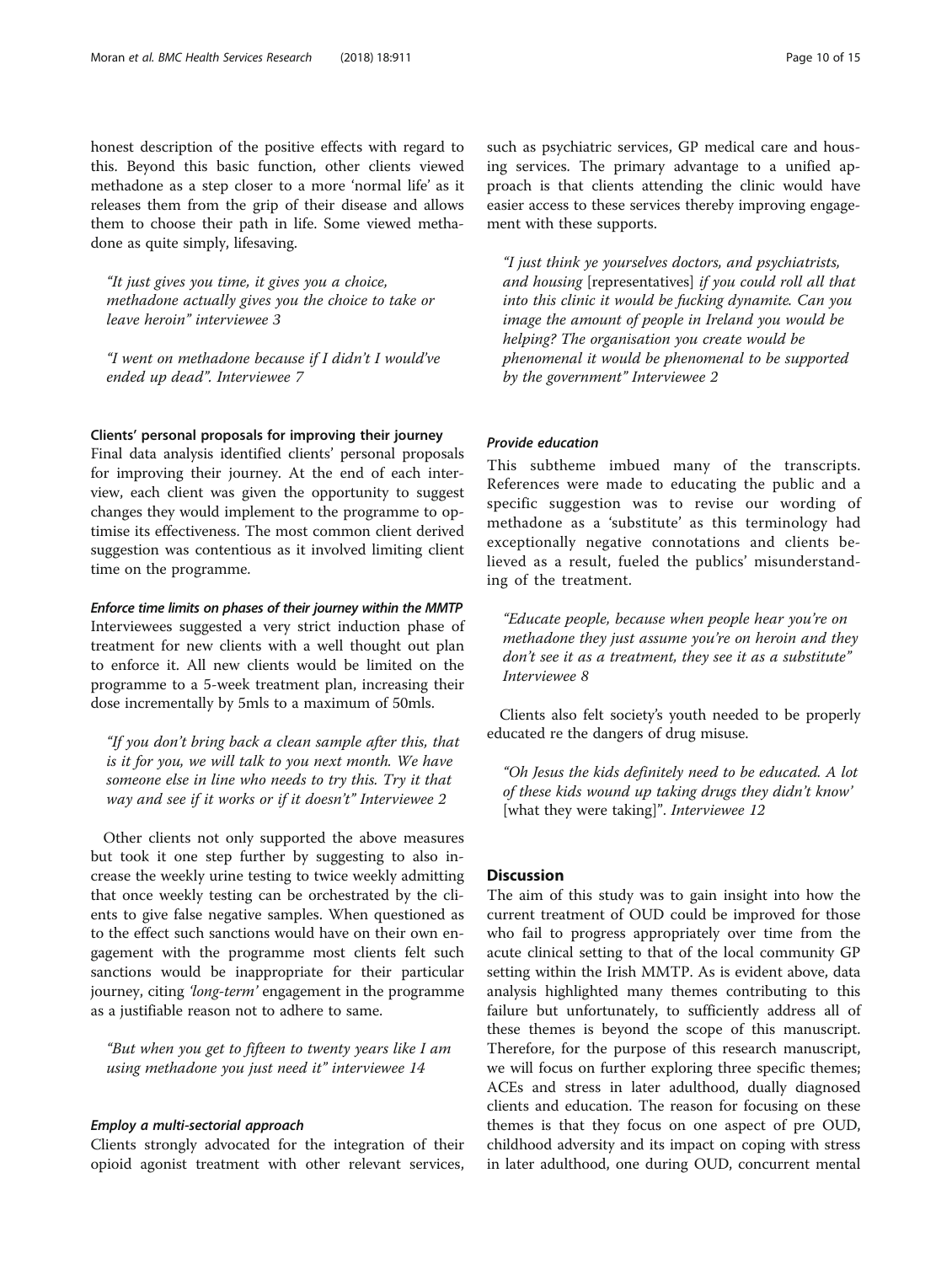honest description of the positive effects with regard to this. Beyond this basic function, other clients viewed methadone as a step closer to a more 'normal life' as it releases them from the grip of their disease and allows them to choose their path in life. Some viewed methadone as quite simply, lifesaving.

> *"It just gives you time, it gives you a choice, methadone actually gives you the choice to take or leave heroin" interviewee 3*

> *"I went on methadone because if I didn't I would've ended up dead". Interviewee 7*

### Clients' personal proposals for improving their journey

Final data analysis identified clients' personal proposals for improving their journey. At the end of each interview, each client was given the opportunity to suggest changes they would implement to the programme to optimise its effectiveness. The most common client derived suggestion was contentious as it involved limiting client time on the programme.

#### *Enforce time limits on phases of their journey within the MMTP*

Interviewees suggested a very strict induction phase of treatment for new clients with a well thought out plan to enforce it. All new clients would be limited on the programme to a 5-week treatment plan, increasing their dose incrementally by 5mls to a maximum of 50mls.

> *"If you don't bring back a clean sample after this, that is it for you, we will talk to you next month. We have someone else in line who needs to try this. Try it that way and see if it works or if it doesn't" Interviewee 2*

Other clients not only supported the above measures but took it one step further by suggesting to also increase the weekly urine testing to twice weekly admitting that once weekly testing can be orchestrated by the clients to give false negative samples. When questioned as to the effect such sanctions would have on their own engagement with the programme most clients felt such sanctions would be inappropriate for their particular journey, citing *'long-term'* engagement in the programme as a justifiable reason not to adhere to same.

> *"But when you get to fifteen to twenty years like I am using methadone you just need it" interviewee 14*

#### *Employ a multi-sectorial approach*

Clients strongly advocated for the integration of their opioid agonist treatment with other relevant services, such as psychiatric services, GP medical care and housing services. The primary advantage to a unified approach is that clients attending the clinic would have easier access to these services thereby improving engagement with these supports.

> *"I just think ye yourselves doctors, and psychiatrists, and housing* [representatives] *if you could roll all that into this clinic it would be fucking dynamite. Can you image the amount of people in Ireland you would be helping? The organisation you create would be phenomenal it would be phenomenal to be supported by the government" Interviewee 2*

#### *Provide education*

This subtheme imbued many of the transcripts. References were made to educating the public and a specific suggestion was to revise our wording of methadone as a 'substitute' as this terminology had exceptionally negative connotations and clients believed as a result, fueled the publics' misunderstanding of the treatment.

> *"Educate people, because when people hear you're on methadone they just assume you're on heroin and they don't see it as a treatment, they see it as a substitute" Interviewee 8*

Clients also felt society's youth needed to be properly educated re the dangers of drug misuse.

> *"Oh Jesus the kids definitely need to be educated. A lot of these kids wound up taking drugs they didn't know'* [what they were taking]*". Interviewee 12*

## Discussion

The aim of this study was to gain insight into how the current treatment of OUD could be improved for those who fail to progress appropriately over time from the acute clinical setting to that of the local community GP setting within the Irish MMTP. As is evident above, data analysis highlighted many themes contributing to this failure but unfortunately, to sufficiently address all of these themes is beyond the scope of this manuscript. Therefore, for the purpose of this research manuscript, we will focus on further exploring three specific themes; ACEs and stress in later adulthood, dually diagnosed clients and education. The reason for focusing on these themes is that they focus on one aspect of pre OUD, childhood adversity and its impact on coping with stress in later adulthood, one during OUD, concurrent mental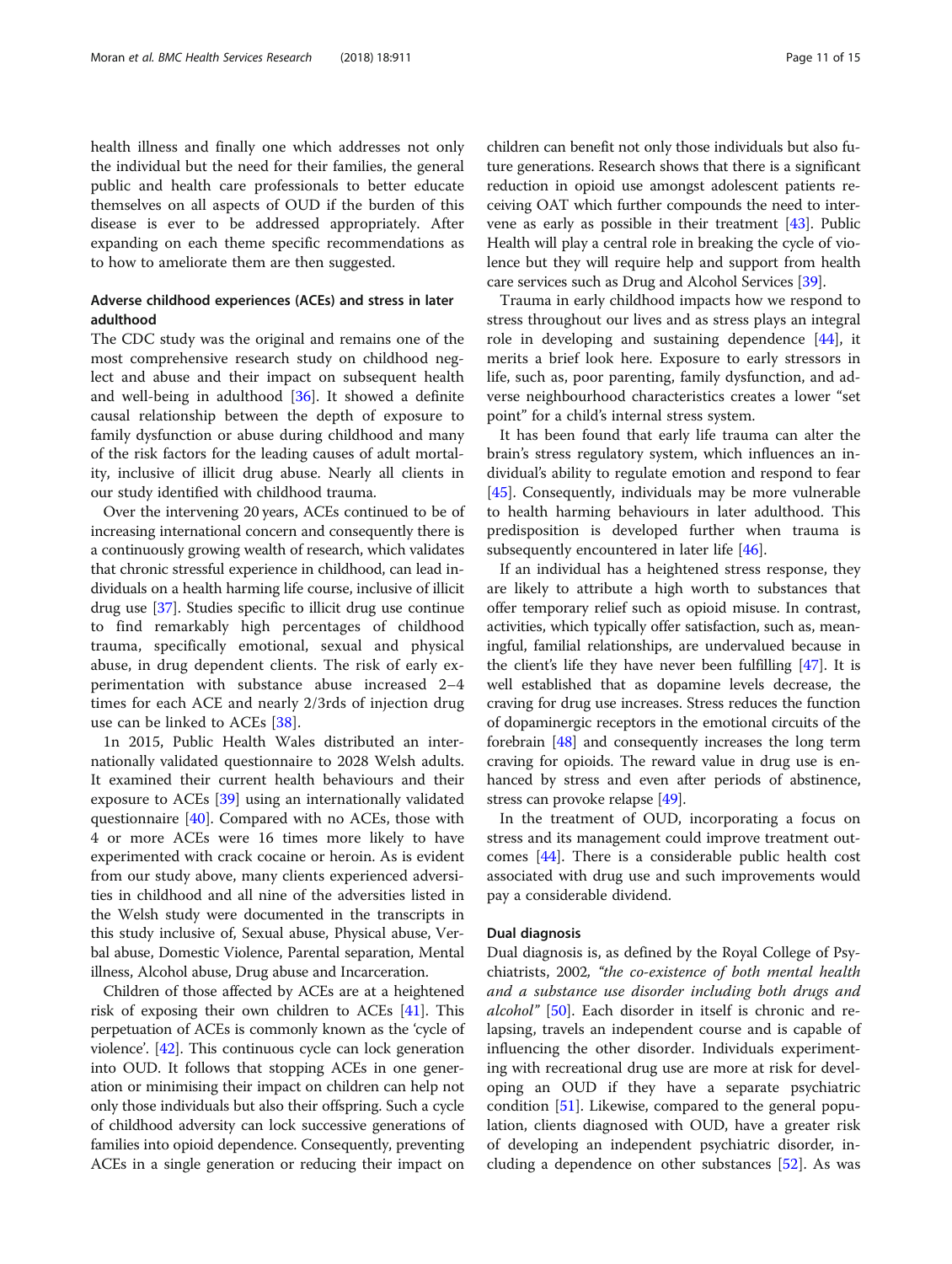health illness and finally one which addresses not only the individual but the need for their families, the general public and health care professionals to better educate themselves on all aspects of OUD if the burden of this disease is ever to be addressed appropriately. After expanding on each theme specific recommendations as to how to ameliorate them are then suggested.

### Adverse childhood experiences (ACEs) and stress in later adulthood

The CDC study was the original and remains one of the most comprehensive research study on childhood neglect and abuse and their impact on subsequent health and well-being in adulthood [36]. It showed a definite causal relationship between the depth of exposure to family dysfunction or abuse during childhood and many of the risk factors for the leading causes of adult mortality, inclusive of illicit drug abuse. Nearly all clients in our study identified with childhood trauma.

Over the intervening 20 years, ACEs continued to be of increasing international concern and consequently there is a continuously growing wealth of research, which validates that chronic stressful experience in childhood, can lead individuals on a health harming life course, inclusive of illicit drug use [37]. Studies specific to illicit drug use continue to find remarkably high percentages of childhood trauma, specifically emotional, sexual and physical abuse, in drug dependent clients. The risk of early experimentation with substance abuse increased 2–4 times for each ACE and nearly 2/3rds of injection drug use can be linked to ACEs [38].

1n 2015, Public Health Wales distributed an internationally validated questionnaire to 2028 Welsh adults. It examined their current health behaviours and their exposure to ACEs [39] using an internationally validated questionnaire [40]. Compared with no ACEs, those with 4 or more ACEs were 16 times more likely to have experimented with crack cocaine or heroin. As is evident from our study above, many clients experienced adversities in childhood and all nine of the adversities listed in the Welsh study were documented in the transcripts in this study inclusive of, Sexual abuse, Physical abuse, Verbal abuse, Domestic Violence, Parental separation, Mental illness, Alcohol abuse, Drug abuse and Incarceration.

Children of those affected by ACEs are at a heightened risk of exposing their own children to ACEs [41]. This perpetuation of ACEs is commonly known as the 'cycle of violence'. [42]. This continuous cycle can lock generation into OUD. It follows that stopping ACEs in one generation or minimising their impact on children can help not only those individuals but also their offspring. Such a cycle of childhood adversity can lock successive generations of families into opioid dependence. Consequently, preventing ACEs in a single generation or reducing their impact on children can benefit not only those individuals but also future generations. Research shows that there is a significant reduction in opioid use amongst adolescent patients receiving OAT which further compounds the need to intervene as early as possible in their treatment [43]. Public Health will play a central role in breaking the cycle of violence but they will require help and support from health care services such as Drug and Alcohol Services [39].

Trauma in early childhood impacts how we respond to stress throughout our lives and as stress plays an integral role in developing and sustaining dependence [44], it merits a brief look here. Exposure to early stressors in life, such as, poor parenting, family dysfunction, and adverse neighbourhood characteristics creates a lower "set point" for a child's internal stress system.

It has been found that early life trauma can alter the brain's stress regulatory system, which influences an individual's ability to regulate emotion and respond to fear [45]. Consequently, individuals may be more vulnerable to health harming behaviours in later adulthood. This predisposition is developed further when trauma is subsequently encountered in later life [46].

If an individual has a heightened stress response, they are likely to attribute a high worth to substances that offer temporary relief such as opioid misuse. In contrast, activities, which typically offer satisfaction, such as, meaningful, familial relationships, are undervalued because in the client's life they have never been fulfilling [47]. It is well established that as dopamine levels decrease, the craving for drug use increases. Stress reduces the function of dopaminergic receptors in the emotional circuits of the forebrain [48] and consequently increases the long term craving for opioids. The reward value in drug use is enhanced by stress and even after periods of abstinence, stress can provoke relapse [49].

In the treatment of OUD, incorporating a focus on stress and its management could improve treatment outcomes [44]. There is a considerable public health cost associated with drug use and such improvements would pay a considerable dividend.

### Dual diagnosis

Dual diagnosis is, as defined by the Royal College of Psychiatrists, 2002, *"the co-existence of both mental health and a substance use disorder including both drugs and alcohol"* [50]. Each disorder in itself is chronic and relapsing, travels an independent course and is capable of influencing the other disorder. Individuals experimenting with recreational drug use are more at risk for developing an OUD if they have a separate psychiatric condition [51]. Likewise, compared to the general population, clients diagnosed with OUD, have a greater risk of developing an independent psychiatric disorder, including a dependence on other substances [52]. As was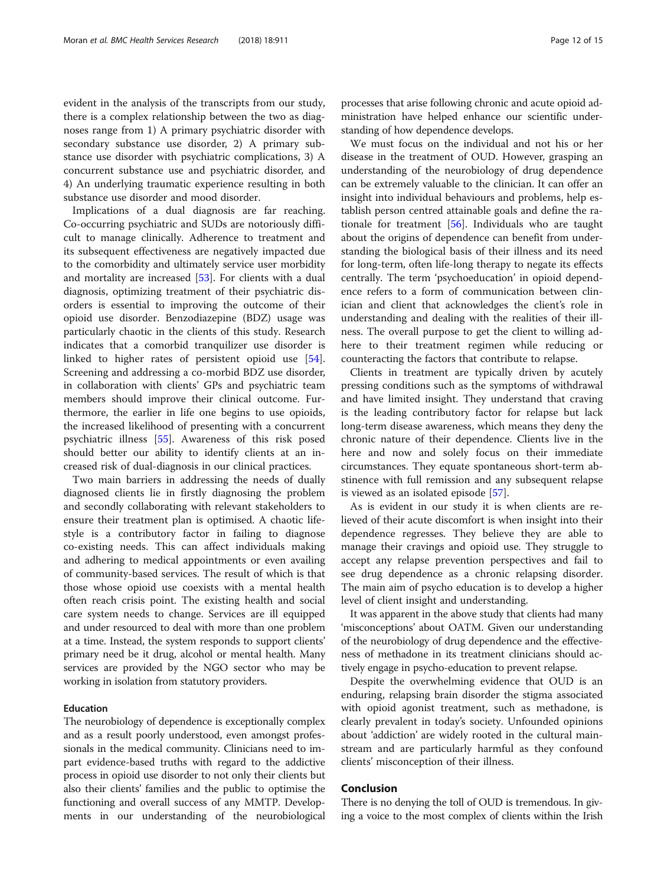evident in the analysis of the transcripts from our study, there is a complex relationship between the two as diagnoses range from 1) A primary psychiatric disorder with secondary substance use disorder, 2) A primary substance use disorder with psychiatric complications, 3) A concurrent substance use and psychiatric disorder, and 4) An underlying traumatic experience resulting in both substance use disorder and mood disorder.

Implications of a dual diagnosis are far reaching. Co-occurring psychiatric and SUDs are notoriously difficult to manage clinically. Adherence to treatment and its subsequent effectiveness are negatively impacted due to the comorbidity and ultimately service user morbidity and mortality are increased [53]. For clients with a dual diagnosis, optimizing treatment of their psychiatric disorders is essential to improving the outcome of their opioid use disorder. Benzodiazepine (BDZ) usage was particularly chaotic in the clients of this study. Research indicates that a comorbid tranquilizer use disorder is linked to higher rates of persistent opioid use [54]. Screening and addressing a co-morbid BDZ use disorder, in collaboration with clients' GPs and psychiatric team members should improve their clinical outcome. Furthermore, the earlier in life one begins to use opioids, the increased likelihood of presenting with a concurrent psychiatric illness [55]. Awareness of this risk posed should better our ability to identify clients at an increased risk of dual-diagnosis in our clinical practices.

Two main barriers in addressing the needs of dually diagnosed clients lie in firstly diagnosing the problem and secondly collaborating with relevant stakeholders to ensure their treatment plan is optimised. A chaotic lifestyle is a contributory factor in failing to diagnose co-existing needs. This can affect individuals making and adhering to medical appointments or even availing of community-based services. The result of which is that those whose opioid use coexists with a mental health often reach crisis point. The existing health and social care system needs to change. Services are ill equipped and under resourced to deal with more than one problem at a time. Instead, the system responds to support clients' primary need be it drug, alcohol or mental health. Many services are provided by the NGO sector who may be working in isolation from statutory providers.

### Education

The neurobiology of dependence is exceptionally complex and as a result poorly understood, even amongst professionals in the medical community. Clinicians need to impart evidence-based truths with regard to the addictive process in opioid use disorder to not only their clients but also their clients' families and the public to optimise the functioning and overall success of any MMTP. Developments in our understanding of the neurobiological processes that arise following chronic and acute opioid administration have helped enhance our scientific understanding of how dependence develops.

We must focus on the individual and not his or her disease in the treatment of OUD. However, grasping an understanding of the neurobiology of drug dependence can be extremely valuable to the clinician. It can offer an insight into individual behaviours and problems, help establish person centred attainable goals and define the rationale for treatment [56]. Individuals who are taught about the origins of dependence can benefit from understanding the biological basis of their illness and its need for long-term, often life-long therapy to negate its effects centrally. The term 'psychoeducation' in opioid dependence refers to a form of communication between clinician and client that acknowledges the client's role in understanding and dealing with the realities of their illness. The overall purpose to get the client to willing adhere to their treatment regimen while reducing or counteracting the factors that contribute to relapse.

Clients in treatment are typically driven by acutely pressing conditions such as the symptoms of withdrawal and have limited insight. They understand that craving is the leading contributory factor for relapse but lack long-term disease awareness, which means they deny the chronic nature of their dependence. Clients live in the here and now and solely focus on their immediate circumstances. They equate spontaneous short-term abstinence with full remission and any subsequent relapse is viewed as an isolated episode [57].

As is evident in our study it is when clients are relieved of their acute discomfort is when insight into their dependence regresses. They believe they are able to manage their cravings and opioid use. They struggle to accept any relapse prevention perspectives and fail to see drug dependence as a chronic relapsing disorder. The main aim of psycho education is to develop a higher level of client insight and understanding.

It was apparent in the above study that clients had many 'misconceptions' about OATM. Given our understanding of the neurobiology of drug dependence and the effectiveness of methadone in its treatment clinicians should actively engage in psycho-education to prevent relapse.

Despite the overwhelming evidence that OUD is an enduring, relapsing brain disorder the stigma associated with opioid agonist treatment, such as methadone, is clearly prevalent in today's society. Unfounded opinions about 'addiction' are widely rooted in the cultural mainstream and are particularly harmful as they confound clients' misconception of their illness.

## Conclusion

There is no denying the toll of OUD is tremendous. In giving a voice to the most complex of clients within the Irish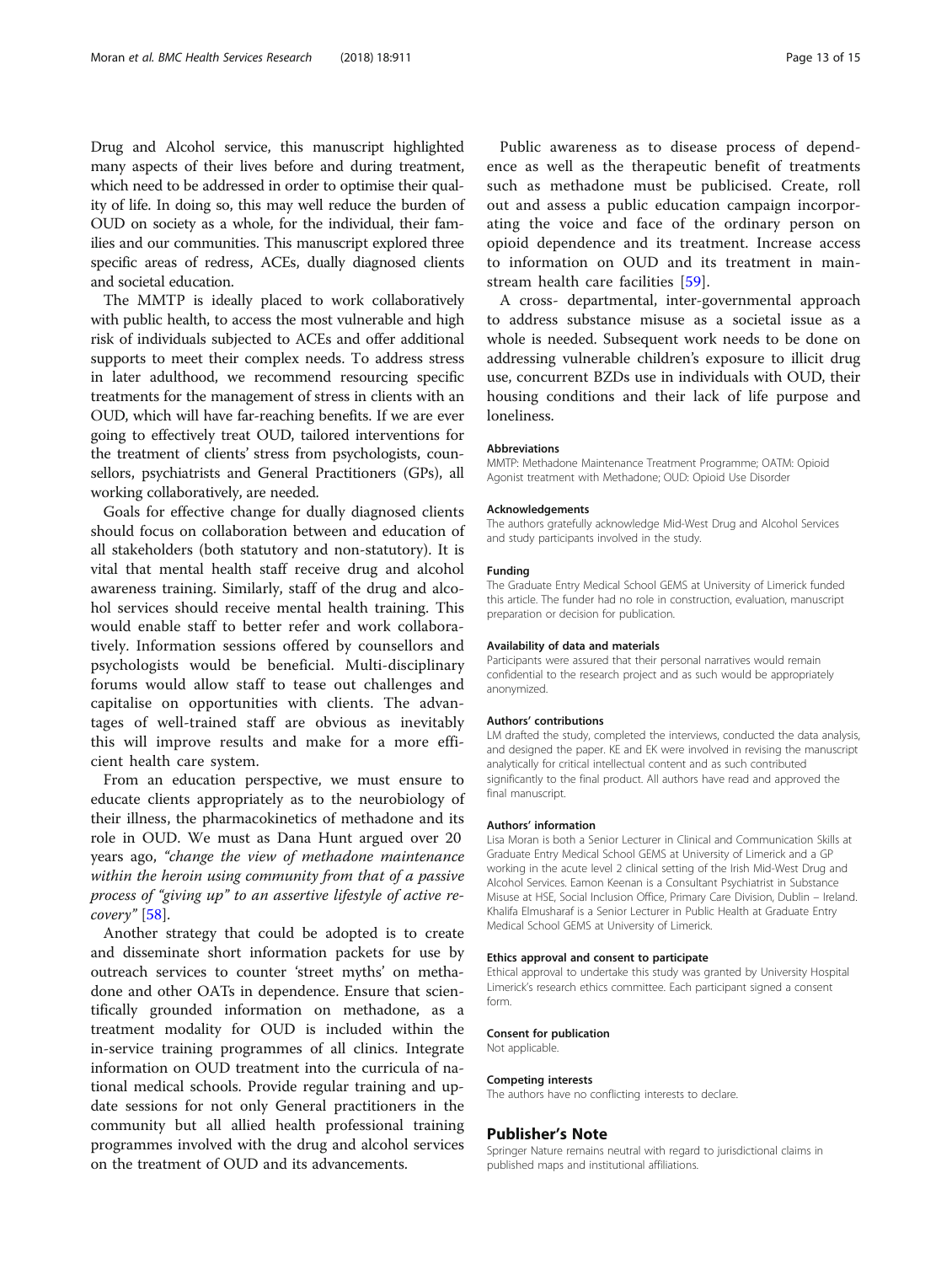Drug and Alcohol service, this manuscript highlighted many aspects of their lives before and during treatment, which need to be addressed in order to optimise their quality of life. In doing so, this may well reduce the burden of OUD on society as a whole, for the individual, their families and our communities. This manuscript explored three specific areas of redress, ACEs, dually diagnosed clients and societal education.

The MMTP is ideally placed to work collaboratively with public health, to access the most vulnerable and high risk of individuals subjected to ACEs and offer additional supports to meet their complex needs. To address stress in later adulthood, we recommend resourcing specific treatments for the management of stress in clients with an OUD, which will have far-reaching benefits. If we are ever going to effectively treat OUD, tailored interventions for the treatment of clients' stress from psychologists, counsellors, psychiatrists and General Practitioners (GPs), all working collaboratively, are needed.

Goals for effective change for dually diagnosed clients should focus on collaboration between and education of all stakeholders (both statutory and non-statutory). It is vital that mental health staff receive drug and alcohol awareness training. Similarly, staff of the drug and alcohol services should receive mental health training. This would enable staff to better refer and work collaboratively. Information sessions offered by counsellors and psychologists would be beneficial. Multi-disciplinary forums would allow staff to tease out challenges and capitalise on opportunities with clients. The advantages of well-trained staff are obvious as inevitably this will improve results and make for a more efficient health care system.

From an education perspective, we must ensure to educate clients appropriately as to the neurobiology of their illness, the pharmacokinetics of methadone and its role in OUD. We must as Dana Hunt argued over 20 years ago, *"change the view of methadone maintenance within the heroin using community from that of a passive process of "giving up" to an assertive lifestyle of active recovery"* [58].

Another strategy that could be adopted is to create and disseminate short information packets for use by outreach services to counter 'street myths' on methadone and other OATs in dependence. Ensure that scientifically grounded information on methadone, as a treatment modality for OUD is included within the in-service training programmes of all clinics. Integrate information on OUD treatment into the curricula of national medical schools. Provide regular training and update sessions for not only General practitioners in the community but all allied health professional training programmes involved with the drug and alcohol services on the treatment of OUD and its advancements.

Public awareness as to disease process of dependence as well as the therapeutic benefit of treatments such as methadone must be publicised. Create, roll out and assess a public education campaign incorporating the voice and face of the ordinary person on opioid dependence and its treatment. Increase access to information on OUD and its treatment in mainstream health care facilities [59].

A cross- departmental, inter-governmental approach to address substance misuse as a societal issue as a whole is needed. Subsequent work needs to be done on addressing vulnerable children's exposure to illicit drug use, concurrent BZDs use in individuals with OUD, their housing conditions and their lack of life purpose and loneliness.

#### Abbreviations

MMTP: Methadone Maintenance Treatment Programme; OATM: Opioid Agonist treatment with Methadone; OUD: Opioid Use Disorder

#### Acknowledgements

The authors gratefully acknowledge Mid-West Drug and Alcohol Services and study participants involved in the study.

#### Funding

The Graduate Entry Medical School GEMS at University of Limerick funded this article. The funder had no role in construction, evaluation, manuscript preparation or decision for publication.

#### Availability of data and materials

Participants were assured that their personal narratives would remain confidential to the research project and as such would be appropriately anonymized.

#### Authors' contributions

LM drafted the study, completed the interviews, conducted the data analysis, and designed the paper. KE and EK were involved in revising the manuscript analytically for critical intellectual content and as such contributed significantly to the final product. All authors have read and approved the final manuscript.

#### Authors' information

Lisa Moran is both a Senior Lecturer in Clinical and Communication Skills at Graduate Entry Medical School GEMS at University of Limerick and a GP working in the acute level 2 clinical setting of the Irish Mid-West Drug and Alcohol Services. Eamon Keenan is a Consultant Psychiatrist in Substance Misuse at HSE, Social Inclusion Office, Primary Care Division, Dublin – Ireland. Khalifa Elmusharaf is a Senior Lecturer in Public Health at Graduate Entry Medical School GEMS at University of Limerick.

#### Ethics approval and consent to participate

Ethical approval to undertake this study was granted by University Hospital Limerick's research ethics committee. Each participant signed a consent form.

#### Consent for publication

Not applicable.

#### Competing interests

The authors have no conflicting interests to declare.

## Publisher's Note

Springer Nature remains neutral with regard to jurisdictional claims in published maps and institutional affiliations.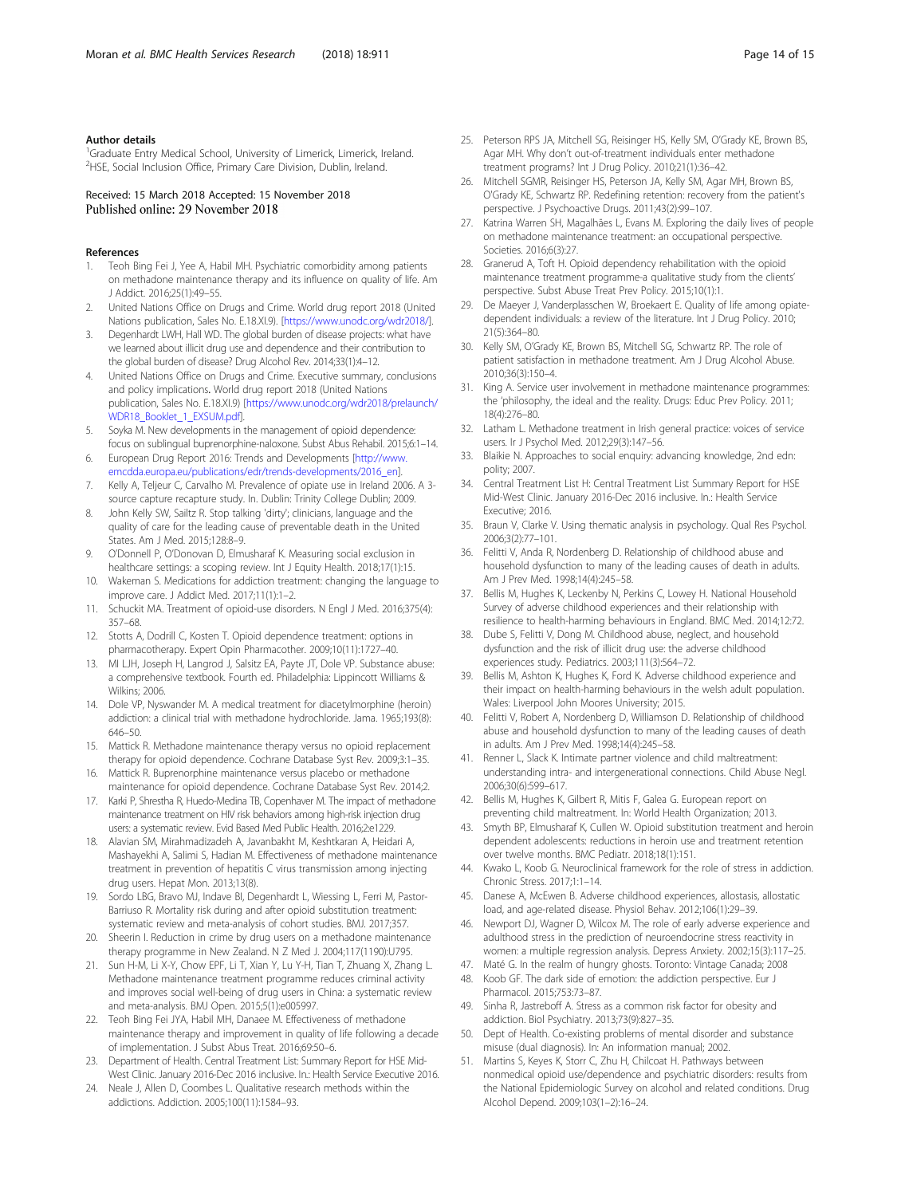## Author details

[1]Graduate Entry Medical School, University of Limerick, Limerick, Ireland. [2]HSE, Social Inclusion Office, Primary Care Division, Dublin, Ireland.

Received: 15 March 2018 Accepted: 15 November 2018
Published online: 29 November 2018

## References

1. Teoh Bing Fei J, Yee A, Habil MH. Psychiatric comorbidity among patients on methadone maintenance therapy and its influence on quality of life. Am J Addict. 2016;25(1):49–55.
2. United Nations Office on Drugs and Crime. World drug report 2018 (United Nations publication, Sales No. E.18.XI.9). [https://www.unodc.org/wdr2018/].
3. Degenhardt LWH, Hall WD. The global burden of disease projects: what have we learned about illicit drug use and dependence and their contribution to the global burden of disease? Drug Alcohol Rev. 2014;33(1):4–12.
4. United Nations Office on Drugs and Crime. Executive summary, conclusions and policy implications. World drug report 2018 (United Nations publication, Sales No. E.18.XI.9) [https://www.unodc.org/wdr2018/prelaunch/WDR18_Booklet_1_EXSUM.pdf].
5. Soyka M. New developments in the management of opioid dependence: focus on sublingual buprenorphine-naloxone. Subst Abus Rehabil. 2015;6:1–14.
6. European Drug Report 2016: Trends and Developments [http://www.emcdda.europa.eu/publications/edr/trends-developments/2016_en].
7. Kelly A, Teljeur C, Carvalho M. Prevalence of opiate use in Ireland 2006. A 3-source capture recapture study. In. Dublin: Trinity College Dublin; 2009.
8. John Kelly SW, Sailtz R. Stop talking 'dirty'; clinicians, language and the quality of care for the leading cause of preventable death in the United States. Am J Med. 2015;128:8–9.
9. O'Donnell P, O'Donovan D, Elmusharaf K. Measuring social exclusion in healthcare settings: a scoping review. Int J Equity Health. 2018;17(1):15.
10. Wakeman S. Medications for addiction treatment: changing the language to improve care. J Addict Med. 2017;11(1):1–2.
11. Schuckit MA. Treatment of opioid-use disorders. N Engl J Med. 2016;375(4): 357–68.
12. Stotts A, Dodrill C, Kosten T. Opioid dependence treatment: options in pharmacotherapy. Expert Opin Pharmacother. 2009;10(11):1727–40.
13. MI LJH, Joseph H, Langrod J, Salsitz EA, Payte JT, Dole VP. Substance abuse: a comprehensive textbook. Fourth ed. Philadelphia: Lippincott Williams & Wilkins; 2006.
14. Dole VP, Nyswander M. A medical treatment for diacetylmorphine (heroin) addiction: a clinical trial with methadone hydrochloride. Jama. 1965;193(8): 646–50.
15. Mattick R. Methadone maintenance therapy versus no opioid replacement therapy for opioid dependence. Cochrane Database Syst Rev. 2009;3:1–35.
16. Mattick R. Buprenorphine maintenance versus placebo or methadone maintenance for opioid dependence. Cochrane Database Syst Rev. 2014;2.
17. Karki P, Shrestha R, Huedo-Medina TB, Copenhaver M. The impact of methadone maintenance treatment on HIV risk behaviors among high-risk injection drug users: a systematic review. Evid Based Med Public Health. 2016;2:e1229.
18. Alavian SM, Mirahmadizadeh A, Javanbakht M, Keshtkaran A, Heidari A, Mashayekhi A, Salimi S, Hadian M. Effectiveness of methadone maintenance treatment in prevention of hepatitis C virus transmission among injecting drug users. Hepat Mon. 2013;13(8).
19. Sordo LBG, Bravo MJ, Indave BI, Degenhardt L, Wiessing L, Ferri M, Pastor-Barriuso R. Mortality risk during and after opioid substitution treatment: systematic review and meta-analysis of cohort studies. BMJ. 2017;357.
20. Sheerin I. Reduction in crime by drug users on a methadone maintenance therapy programme in New Zealand. N Z Med J. 2004;117(1190):U795.
21. Sun H-M, Li X-Y, Chow EPF, Li T, Xian Y, Lu Y-H, Tian T, Zhuang X, Zhang L. Methadone maintenance treatment programme reduces criminal activity and improves social well-being of drug users in China: a systematic review and meta-analysis. BMJ Open. 2015;5(1):e005997.
22. Teoh Bing Fei JYA, Habil MH, Danaee M. Effectiveness of methadone maintenance therapy and improvement in quality of life following a decade of implementation. J Subst Abus Treat. 2016;69:50–6.
23. Department of Health. Central Treatment List: Summary Report for HSE Mid-West Clinic. January 2016-Dec 2016 inclusive. In.: Health Service Executive 2016.
24. Neale J, Allen D, Coombes L. Qualitative research methods within the addictions. Addiction. 2005;100(11):1584–93.
25. Peterson RPS JA, Mitchell SG, Reisinger HS, Kelly SM, O'Grady KE, Brown BS, Agar MH. Why don't out-of-treatment individuals enter methadone treatment programs? Int J Drug Policy. 2010;21(1):36–42.
26. Mitchell SGMR, Reisinger HS, Peterson JA, Kelly SM, Agar MH, Brown BS, O'Grady KE, Schwartz RP. Redefining retention: recovery from the patient's perspective. J Psychoactive Drugs. 2011;43(2):99–107.
27. Katrina Warren SH, Magalhães L, Evans M. Exploring the daily lives of people on methadone maintenance treatment: an occupational perspective. Societies. 2016;6(3):27.
28. Granerud A, Toft H. Opioid dependency rehabilitation with the opioid maintenance treatment programme-a qualitative study from the clients' perspective. Subst Abuse Treat Prev Policy. 2015;10(1):1.
29. De Maeyer J, Vanderplasschen W, Broekaert E. Quality of life among opiate-dependent individuals: a review of the literature. Int J Drug Policy. 2010; 21(5):364–80.
30. Kelly SM, O'Grady KE, Brown BS, Mitchell SG, Schwartz RP. The role of patient satisfaction in methadone treatment. Am J Drug Alcohol Abuse. 2010;36(3):150–4.
31. King A. Service user involvement in methadone maintenance programmes: the 'philosophy, the ideal and the reality. Drugs: Educ Prev Policy. 2011; 18(4):276–80.
32. Latham L. Methadone treatment in Irish general practice: voices of service users. Ir J Psychol Med. 2012;29(3):147–56.
33. Blaikie N. Approaches to social enquiry: advancing knowledge, 2nd edn: polity; 2007.
34. Central Treatment List H: Central Treatment List Summary Report for HSE Mid-West Clinic. January 2016-Dec 2016 inclusive. In.: Health Service Executive; 2016.
35. Braun V, Clarke V. Using thematic analysis in psychology. Qual Res Psychol. 2006;3(2):77–101.
36. Felitti V, Anda R, Nordenberg D. Relationship of childhood abuse and household dysfunction to many of the leading causes of death in adults. Am J Prev Med. 1998;14(4):245–58.
37. Bellis M, Hughes K, Leckenby N, Perkins C, Lowey H. National Household Survey of adverse childhood experiences and their relationship with resilience to health-harming behaviours in England. BMC Med. 2014;12:72.
38. Dube S, Felitti V, Dong M. Childhood abuse, neglect, and household dysfunction and the risk of illicit drug use: the adverse childhood experiences study. Pediatrics. 2003;111(3):564–72.
39. Bellis M, Ashton K, Hughes K, Ford K. Adverse childhood experience and their impact on health-harming behaviours in the welsh adult population. Wales: Liverpool John Moores University; 2015.
40. Felitti V, Robert A, Nordenberg D, Williamson D. Relationship of childhood abuse and household dysfunction to many of the leading causes of death in adults. Am J Prev Med. 1998;14(4):245–58.
41. Renner L, Slack K. Intimate partner violence and child maltreatment: understanding intra- and intergenerational connections. Child Abuse Negl. 2006;30(6):599–617.
42. Bellis M, Hughes K, Gilbert R, Mitis F, Galea G. European report on preventing child maltreatment. In: World Health Organization; 2013.
43. Smyth BP, Elmusharaf K, Cullen W. Opioid substitution treatment and heroin dependent adolescents: reductions in heroin use and treatment retention over twelve months. BMC Pediatr. 2018;18(1):151.
44. Kwako L, Koob G. Neuroclinical framework for the role of stress in addiction. Chronic Stress. 2017;1:1–14.
45. Danese A, McEwen B. Adverse childhood experiences, allostasis, allostatic load, and age-related disease. Physiol Behav. 2012;106(1):29–39.
46. Newport DJ, Wagner D, Wilcox M. The role of early adverse experience and adulthood stress in the prediction of neuroendocrine stress reactivity in women: a multiple regression analysis. Depress Anxiety. 2002;15(3):117–25.
47. Maté G. In the realm of hungry ghosts. Toronto: Vintage Canada; 2008
48. Koob GF. The dark side of emotion: the addiction perspective. Eur J Pharmacol. 2015;753:73–87.
49. Sinha R, Jastreboff A. Stress as a common risk factor for obesity and addiction. Biol Psychiatry. 2013;73(9):827–35.
50. Dept of Health. Co-existing problems of mental disorder and substance misuse (dual diagnosis). In: An information manual; 2002.
51. Martins S, Keyes K, Storr C, Zhu H, Chilcoat H. Pathways between nonmedical opioid use/dependence and psychiatric disorders: results from the National Epidemiologic Survey on alcohol and related conditions. Drug Alcohol Depend. 2009;103(1–2):16–24.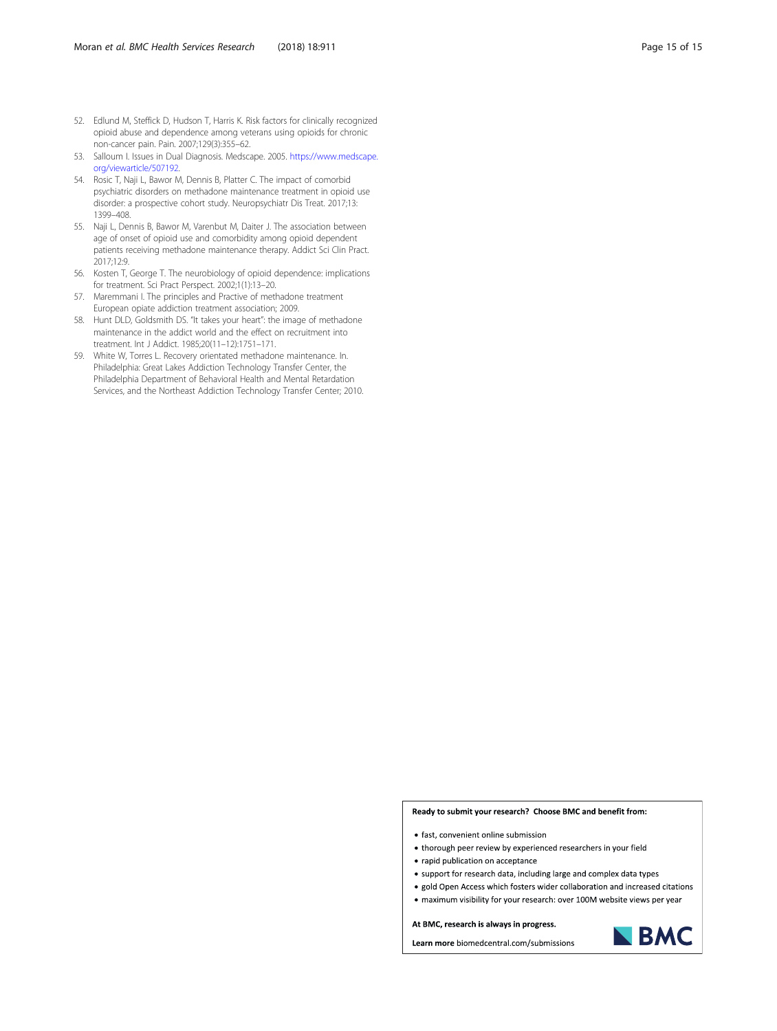52. Edlund M, Steffick D, Hudson T, Harris K. Risk factors for clinically recognized opioid abuse and dependence among veterans using opioids for chronic non-cancer pain. Pain. 2007;129(3):355–62.
53. Salloum I. Issues in Dual Diagnosis. Medscape. 2005. https://www.medscape.org/viewarticle/507192.
54. Rosic T, Naji L, Bawor M, Dennis B, Platter C. The impact of comorbid psychiatric disorders on methadone maintenance treatment in opioid use disorder: a prospective cohort study. Neuropsychiatr Dis Treat. 2017;13:1399–408.
55. Naji L, Dennis B, Bawor M, Varenbut M, Daiter J. The association between age of onset of opioid use and comorbidity among opioid dependent patients receiving methadone maintenance therapy. Addict Sci Clin Pract. 2017;12:9.
56. Kosten T, George T. The neurobiology of opioid dependence: implications for treatment. Sci Pract Perspect. 2002;1(1):13–20.
57. Maremmani I. The principles and Practive of methadone treatment European opiate addiction treatment association; 2009.
58. Hunt DLD, Goldsmith DS. "It takes your heart": the image of methadone maintenance in the addict world and the effect on recruitment into treatment. Int J Addict. 1985;20(11–12):1751–171.
59. White W, Torres L. Recovery orientated methadone maintenance. In. Philadelphia: Great Lakes Addiction Technology Transfer Center, the Philadelphia Department of Behavioral Health and Mental Retardation Services, and the Northeast Addiction Technology Transfer Center; 2010.

**Ready to submit your research? Choose BMC and benefit from:**

- fast, convenient online submission
- thorough peer review by experienced researchers in your field
- rapid publication on acceptance
- support for research data, including large and complex data types
- gold Open Access which fosters wider collaboration and increased citations
- maximum visibility for your research: over 100M website views per year

**At BMC, research is always in progress.**

**Learn more** biomedcentral.com/submissions

BMC